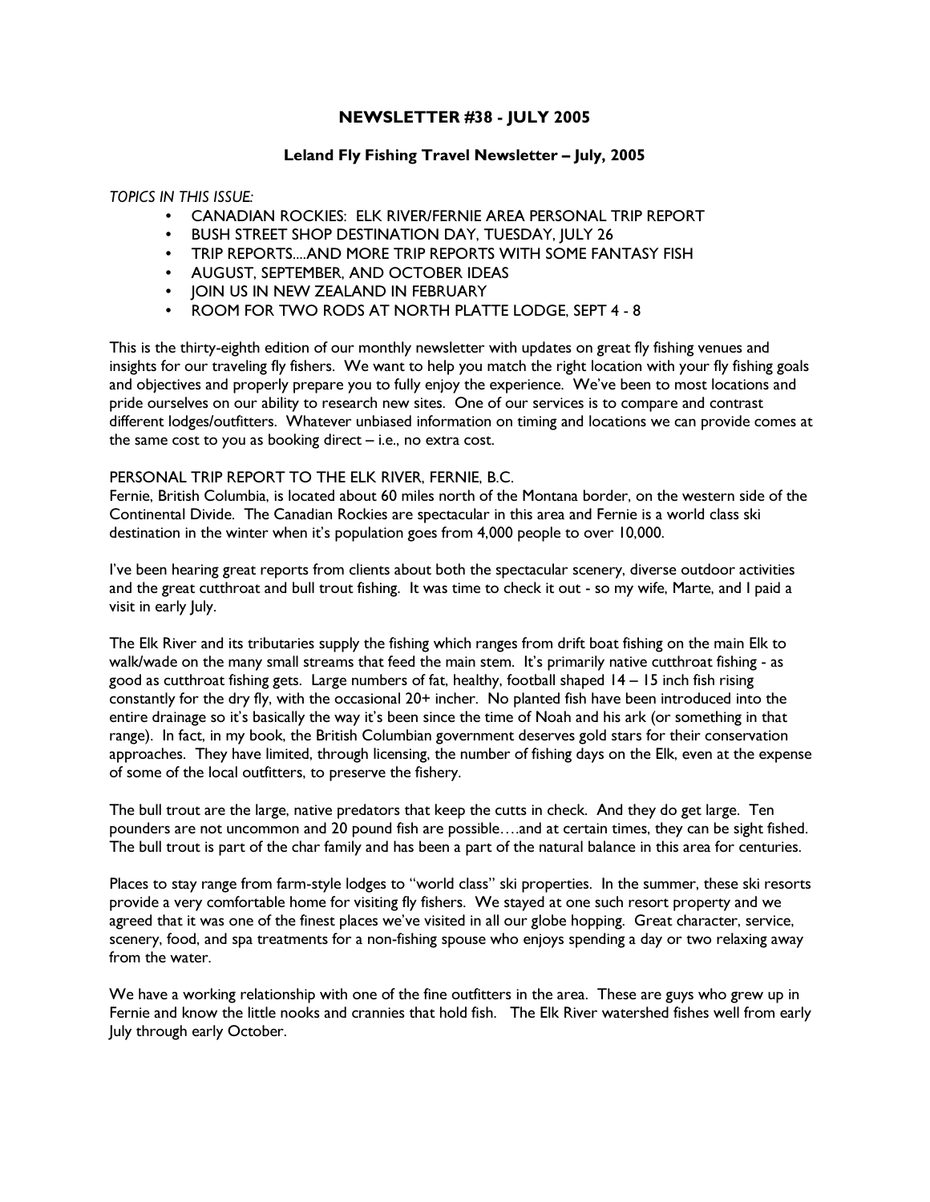# NEWSLETTER #38 - JULY 2005

## Leland Fly Fishing Travel Newsletter – July, 2005

*TOPICS IN THIS ISSUE:*

- CANADIAN ROCKIES: ELK RIVER/FERNIE AREA PERSONAL TRIP REPORT
- BUSH STREET SHOP DESTINATION DAY, TUESDAY, JULY 26
- TRIP REPORTS....AND MORE TRIP REPORTS WITH SOME FANTASY FISH
- AUGUST, SEPTEMBER, AND OCTOBER IDEAS
- JOIN US IN NEW ZEALAND IN FEBRUARY
- ROOM FOR TWO RODS AT NORTH PLATTE LODGE, SEPT 4 - 8

This is the thirty-eighth edition of our monthly newsletter with updates on great fly fishing venues and insights for our traveling fly fishers. We want to help you match the right location with your fly fishing goals and objectives and properly prepare you to fully enjoy the experience. We've been to most locations and pride ourselves on our ability to research new sites. One of our services is to compare and contrast different lodges/outfitters. Whatever unbiased information on timing and locations we can provide comes at the same cost to you as booking direct – i.e., no extra cost.

PERSONAL TRIP REPORT TO THE ELK RIVER, FERNIE, B.C.

Fernie, British Columbia, is located about 60 miles north of the Montana border, on the western side of the Continental Divide. The Canadian Rockies are spectacular in this area and Fernie is a world class ski destination in the winter when it's population goes from 4,000 people to over 10,000.

I've been hearing great reports from clients about both the spectacular scenery, diverse outdoor activities and the great cutthroat and bull trout fishing. It was time to check it out - so my wife, Marte, and I paid a visit in early July.

The Elk River and its tributaries supply the fishing which ranges from drift boat fishing on the main Elk to walk/wade on the many small streams that feed the main stem. It's primarily native cutthroat fishing - as good as cutthroat fishing gets. Large numbers of fat, healthy, football shaped 14 – 15 inch fish rising constantly for the dry fly, with the occasional 20+ incher. No planted fish have been introduced into the entire drainage so it's basically the way it's been since the time of Noah and his ark (or something in that range). In fact, in my book, the British Columbian government deserves gold stars for their conservation approaches. They have limited, through licensing, the number of fishing days on the Elk, even at the expense of some of the local outfitters, to preserve the fishery.

The bull trout are the large, native predators that keep the cutts in check. And they do get large. Ten pounders are not uncommon and 20 pound fish are possible….and at certain times, they can be sight fished. The bull trout is part of the char family and has been a part of the natural balance in this area for centuries.

Places to stay range from farm-style lodges to "world class" ski properties. In the summer, these ski resorts provide a very comfortable home for visiting fly fishers. We stayed at one such resort property and we agreed that it was one of the finest places we've visited in all our globe hopping. Great character, service, scenery, food, and spa treatments for a non-fishing spouse who enjoys spending a day or two relaxing away from the water.

We have a working relationship with one of the fine outfitters in the area. These are guys who grew up in Fernie and know the little nooks and crannies that hold fish. The Elk River watershed fishes well from early July through early October.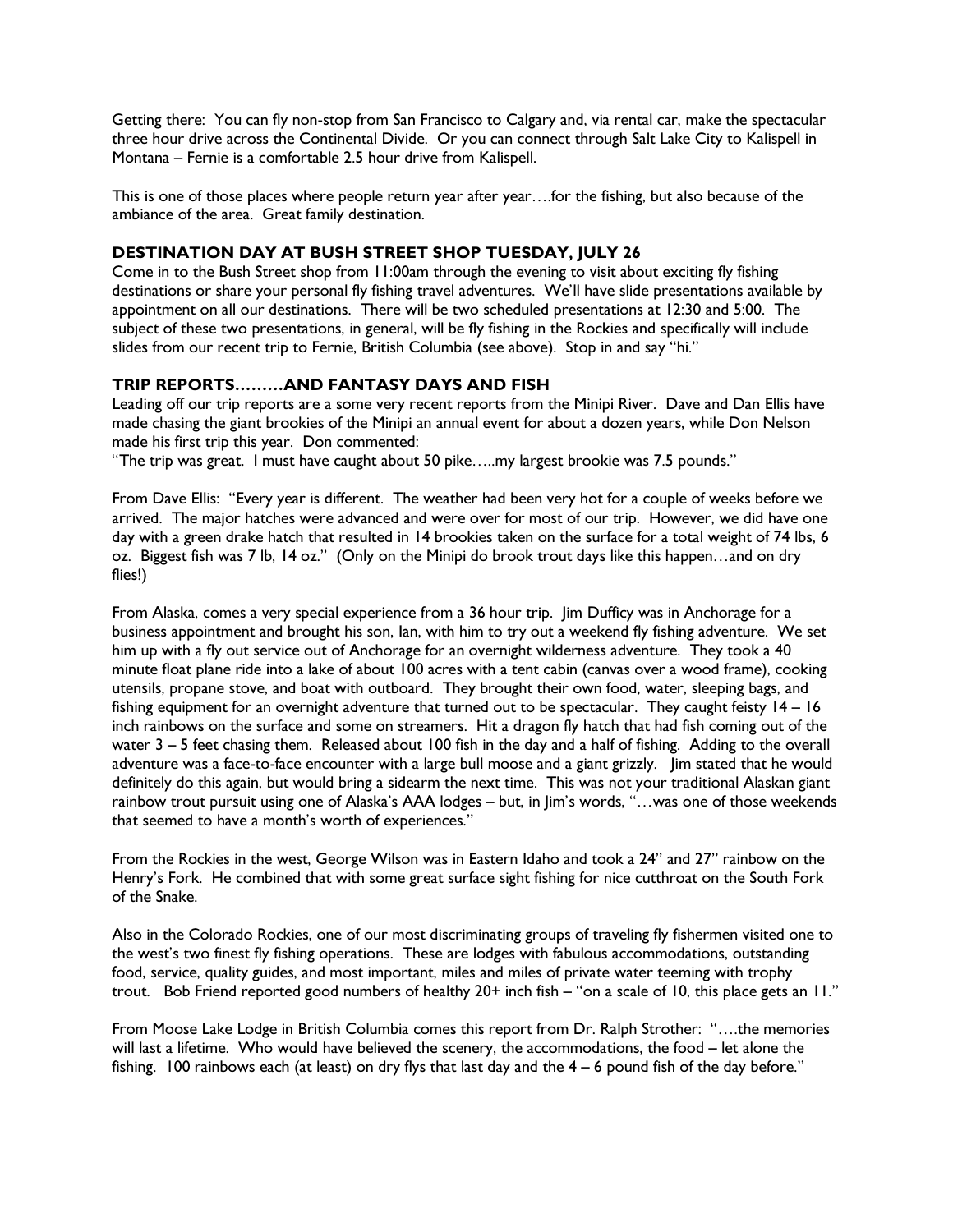Getting there: You can fly non-stop from San Francisco to Calgary and, via rental car, make the spectacular three hour drive across the Continental Divide. Or you can connect through Salt Lake City to Kalispell in Montana – Fernie is a comfortable 2.5 hour drive from Kalispell.

This is one of those places where people return year after year….for the fishing, but also because of the ambiance of the area. Great family destination.

### DESTINATION DAY AT BUSH STREET SHOP TUESDAY, JULY 26

Come in to the Bush Street shop from 11:00am through the evening to visit about exciting fly fishing destinations or share your personal fly fishing travel adventures. We'll have slide presentations available by appointment on all our destinations. There will be two scheduled presentations at 12:30 and 5:00. The subject of these two presentations, in general, will be fly fishing in the Rockies and specifically will include slides from our recent trip to Fernie, British Columbia (see above). Stop in and say "hi."

### TRIP REPORTS………AND FANTASY DAYS AND FISH

Leading off our trip reports are a some very recent reports from the Minipi River. Dave and Dan Ellis have made chasing the giant brookies of the Minipi an annual event for about a dozen years, while Don Nelson made his first trip this year. Don commented:
"The trip was great. I must have caught about 50 pike…..my largest brookie was 7.5 pounds."

From Dave Ellis: "Every year is different. The weather had been very hot for a couple of weeks before we arrived. The major hatches were advanced and were over for most of our trip. However, we did have one day with a green drake hatch that resulted in 14 brookies taken on the surface for a total weight of 74 lbs, 6 oz. Biggest fish was 7 lb, 14 oz." (Only on the Minipi do brook trout days like this happen…and on dry flies!)

From Alaska, comes a very special experience from a 36 hour trip. Jim Dufficy was in Anchorage for a business appointment and brought his son, Ian, with him to try out a weekend fly fishing adventure. We set him up with a fly out service out of Anchorage for an overnight wilderness adventure. They took a 40 minute float plane ride into a lake of about 100 acres with a tent cabin (canvas over a wood frame), cooking utensils, propane stove, and boat with outboard. They brought their own food, water, sleeping bags, and fishing equipment for an overnight adventure that turned out to be spectacular. They caught feisty 14 – 16 inch rainbows on the surface and some on streamers. Hit a dragon fly hatch that had fish coming out of the water 3 – 5 feet chasing them. Released about 100 fish in the day and a half of fishing. Adding to the overall adventure was a face-to-face encounter with a large bull moose and a giant grizzly. Jim stated that he would definitely do this again, but would bring a sidearm the next time. This was not your traditional Alaskan giant rainbow trout pursuit using one of Alaska's AAA lodges – but, in Jim's words, "…was one of those weekends that seemed to have a month's worth of experiences."

From the Rockies in the west, George Wilson was in Eastern Idaho and took a 24" and 27" rainbow on the Henry's Fork. He combined that with some great surface sight fishing for nice cutthroat on the South Fork of the Snake.

Also in the Colorado Rockies, one of our most discriminating groups of traveling fly fishermen visited one to the west's two finest fly fishing operations. These are lodges with fabulous accommodations, outstanding food, service, quality guides, and most important, miles and miles of private water teeming with trophy trout. Bob Friend reported good numbers of healthy 20+ inch fish – "on a scale of 10, this place gets an 11."

From Moose Lake Lodge in British Columbia comes this report from Dr. Ralph Strother: "….the memories will last a lifetime. Who would have believed the scenery, the accommodations, the food – let alone the fishing. 100 rainbows each (at least) on dry flys that last day and the 4 – 6 pound fish of the day before."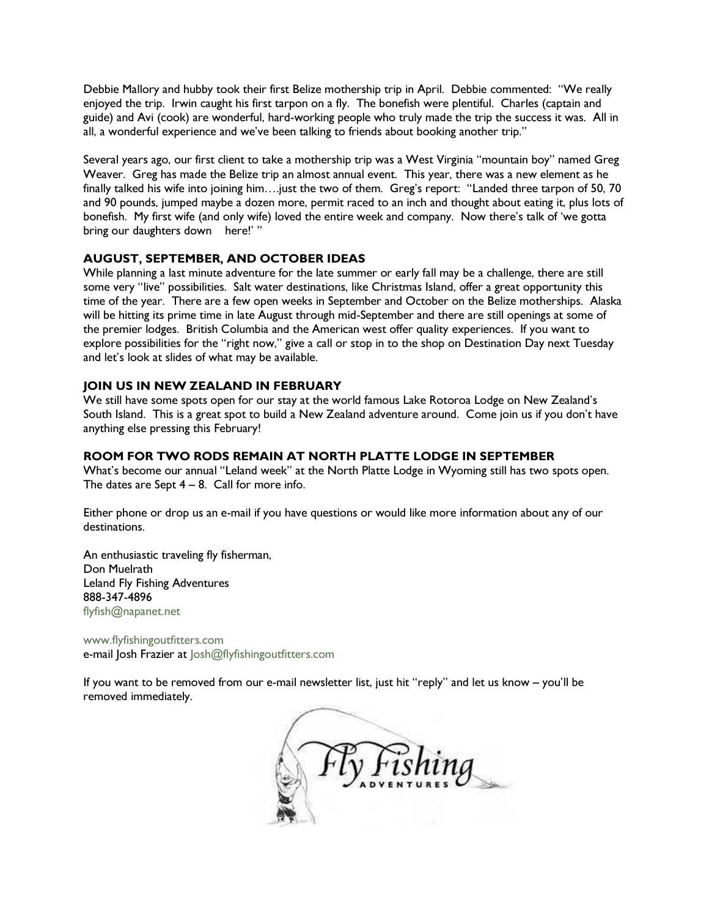Debbie Mallory and hubby took their first Belize mothership trip in April. Debbie commented: "We really enjoyed the trip. Irwin caught his first tarpon on a fly. The bonefish were plentiful. Charles (captain and guide) and Avi (cook) are wonderful, hard-working people who truly made the trip the success it was. All in all, a wonderful experience and we've been talking to friends about booking another trip."

Several years ago, our first client to take a mothership trip was a West Virginia "mountain boy" named Greg Weaver. Greg has made the Belize trip an almost annual event. This year, there was a new element as he finally talked his wife into joining him….just the two of them. Greg's report: "Landed three tarpon of 50, 70 and 90 pounds, jumped maybe a dozen more, permit raced to an inch and thought about eating it, plus lots of bonefish. My first wife (and only wife) loved the entire week and company. Now there's talk of 'we gotta bring our daughters down here!' "

### AUGUST, SEPTEMBER, AND OCTOBER IDEAS

While planning a last minute adventure for the late summer or early fall may be a challenge, there are still some very "live" possibilities. Salt water destinations, like Christmas Island, offer a great opportunity this time of the year. There are a few open weeks in September and October on the Belize motherships. Alaska will be hitting its prime time in late August through mid-September and there are still openings at some of the premier lodges. British Columbia and the American west offer quality experiences. If you want to explore possibilities for the "right now," give a call or stop in to the shop on Destination Day next Tuesday and let's look at slides of what may be available.

### JOIN US IN NEW ZEALAND IN FEBRUARY

We still have some spots open for our stay at the world famous Lake Rotoroa Lodge on New Zealand's South Island. This is a great spot to build a New Zealand adventure around. Come join us if you don't have anything else pressing this February!

### ROOM FOR TWO RODS REMAIN AT NORTH PLATTE LODGE IN SEPTEMBER

What's become our annual "Leland week" at the North Platte Lodge in Wyoming still has two spots open. The dates are Sept 4 – 8. Call for more info.

Either phone or drop us an e-mail if you have questions or would like more information about any of our destinations.

An enthusiastic traveling fly fisherman,
Don Muelrath
Leland Fly Fishing Adventures
888-347-4896
flyfish@napanet.net

www.flyfishingoutfitters.com
e-mail Josh Frazier at Josh@flyfishingoutfitters.com

If you want to be removed from our e-mail newsletter list, just hit "reply" and let us know – you'll be removed immediately.

Fly Fishing
ADVENTURES